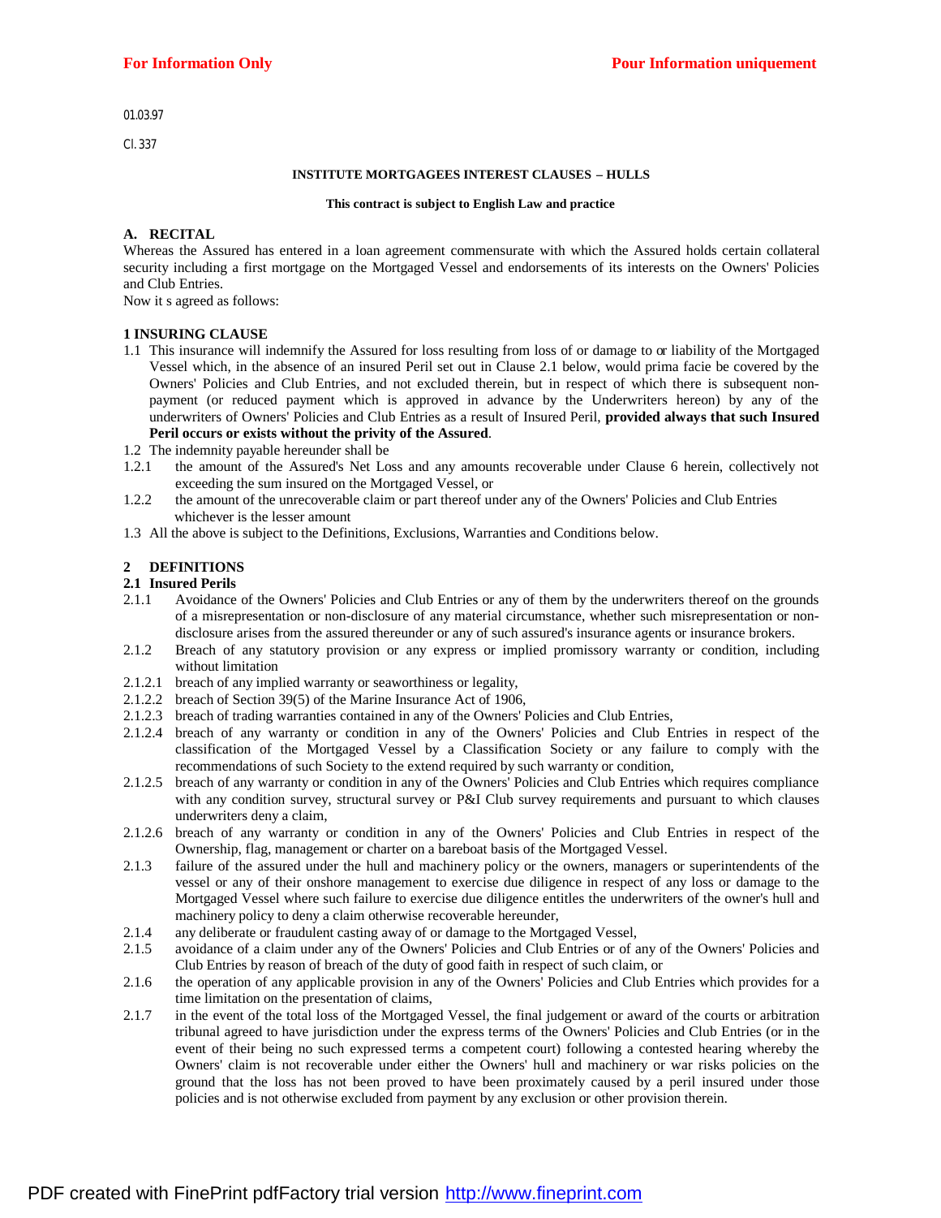01.03.97

Cl. 337

**INSTITUTE MORTGAGEES INTEREST CLAUSES – HULLS**

**This contract is subject to English Law and practice**

## A. RECITAL

Whereas the Assured has entered in a loan agreement commensurate with which the Assured holds certain collateral security including a first mortgage on the Mortgaged Vessel and endorsements of its interests on the Owners' Policies and Club Entries.

Now it s agreed as follows:

## 1 INSURING CLAUSE

1.1 This insurance will indemnify the Assured for loss resulting from loss of or damage to or liability of the Mortgaged Vessel which, in the absence of an insured Peril set out in Clause 2.1 below, would prima facie be covered by the Owners' Policies and Club Entries, and not excluded therein, but in respect of which there is subsequent non-payment (or reduced payment which is approved in advance by the Underwriters hereon) by any of the underwriters of Owners' Policies and Club Entries as a result of Insured Peril, **provided always that such Insured Peril occurs or exists without the privity of the Assured**.

1.2 The indemnity payable hereunder shall be

1.2.1 the amount of the Assured's Net Loss and any amounts recoverable under Clause 6 herein, collectively not exceeding the sum insured on the Mortgaged Vessel, or

1.2.2 the amount of the unrecoverable claim or part thereof under any of the Owners' Policies and Club Entries whichever is the lesser amount

1.3 All the above is subject to the Definitions, Exclusions, Warranties and Conditions below.

## 2 DEFINITIONS

### 2.1 Insured Perils

2.1.1 Avoidance of the Owners' Policies and Club Entries or any of them by the underwriters thereof on the grounds of a misrepresentation or non-disclosure of any material circumstance, whether such misrepresentation or non-disclosure arises from the assured thereunder or any of such assured's insurance agents or insurance brokers.

2.1.2 Breach of any statutory provision or any express or implied promissory warranty or condition, including without limitation

2.1.2.1 breach of any implied warranty or seaworthiness or legality,

2.1.2.2 breach of Section 39(5) of the Marine Insurance Act of 1906,

2.1.2.3 breach of trading warranties contained in any of the Owners' Policies and Club Entries,

2.1.2.4 breach of any warranty or condition in any of the Owners' Policies and Club Entries in respect of the classification of the Mortgaged Vessel by a Classification Society or any failure to comply with the recommendations of such Society to the extend required by such warranty or condition,

2.1.2.5 breach of any warranty or condition in any of the Owners' Policies and Club Entries which requires compliance with any condition survey, structural survey or P&I Club survey requirements and pursuant to which clauses underwriters deny a claim,

2.1.2.6 breach of any warranty or condition in any of the Owners' Policies and Club Entries in respect of the Ownership, flag, management or charter on a bareboat basis of the Mortgaged Vessel.

2.1.3 failure of the assured under the hull and machinery policy or the owners, managers or superintendents of the vessel or any of their onshore management to exercise due diligence in respect of any loss or damage to the Mortgaged Vessel where such failure to exercise due diligence entitles the underwriters of the owner's hull and machinery policy to deny a claim otherwise recoverable hereunder,

2.1.4 any deliberate or fraudulent casting away of or damage to the Mortgaged Vessel,

2.1.5 avoidance of a claim under any of the Owners' Policies and Club Entries or of any of the Owners' Policies and Club Entries by reason of breach of the duty of good faith in respect of such claim, or

2.1.6 the operation of any applicable provision in any of the Owners' Policies and Club Entries which provides for a time limitation on the presentation of claims,

2.1.7 in the event of the total loss of the Mortgaged Vessel, the final judgement or award of the courts or arbitration tribunal agreed to have jurisdiction under the express terms of the Owners' Policies and Club Entries (or in the event of their being no such expressed terms a competent court) following a contested hearing whereby the Owners' claim is not recoverable under either the Owners' hull and machinery or war risks policies on the ground that the loss has not been proved to have been proximately caused by a peril insured under those policies and is not otherwise excluded from payment by any exclusion or other provision therein.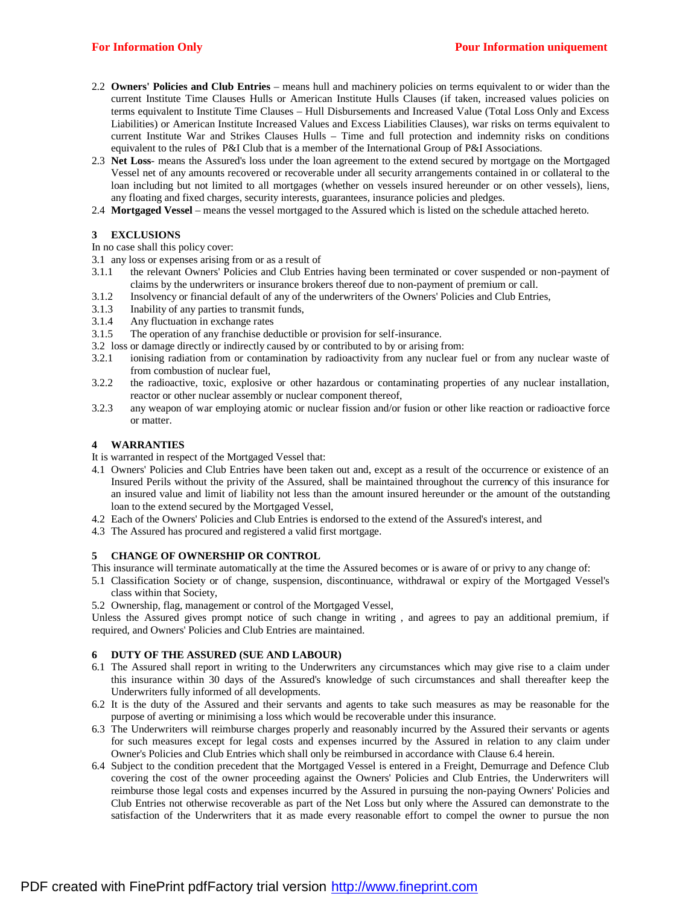2.2 **Owners' Policies and Club Entries** – means hull and machinery policies on terms equivalent to or wider than the current Institute Time Clauses Hulls or American Institute Hulls Clauses (if taken, increased values policies on terms equivalent to Institute Time Clauses – Hull Disbursements and Increased Value (Total Loss Only and Excess Liabilities) or American Institute Increased Values and Excess Liabilities Clauses), war risks on terms equivalent to current Institute War and Strikes Clauses Hulls – Time and full protection and indemnity risks on conditions equivalent to the rules of P&I Club that is a member of the International Group of P&I Associations.

2.3 **Net Loss**- means the Assured's loss under the loan agreement to the extend secured by mortgage on the Mortgaged Vessel net of any amounts recovered or recoverable under all security arrangements contained in or collateral to the loan including but not limited to all mortgages (whether on vessels insured hereunder or on other vessels), liens, any floating and fixed charges, security interests, guarantees, insurance policies and pledges.

2.4 **Mortgaged Vessel** – means the vessel mortgaged to the Assured which is listed on the schedule attached hereto.

## 3 EXCLUSIONS

In no case shall this policy cover:

3.1 any loss or expenses arising from or as a result of

3.1.1 the relevant Owners' Policies and Club Entries having been terminated or cover suspended or non-payment of claims by the underwriters or insurance brokers thereof due to non-payment of premium or call.

3.1.2 Insolvency or financial default of any of the underwriters of the Owners' Policies and Club Entries,

3.1.3 Inability of any parties to transmit funds,

3.1.4 Any fluctuation in exchange rates

3.1.5 The operation of any franchise deductible or provision for self-insurance.

3.2 loss or damage directly or indirectly caused by or contributed to by or arising from:

3.2.1 ionising radiation from or contamination by radioactivity from any nuclear fuel or from any nuclear waste of from combustion of nuclear fuel,

3.2.2 the radioactive, toxic, explosive or other hazardous or contaminating properties of any nuclear installation, reactor or other nuclear assembly or nuclear component thereof,

3.2.3 any weapon of war employing atomic or nuclear fission and/or fusion or other like reaction or radioactive force or matter.

## 4 WARRANTIES

It is warranted in respect of the Mortgaged Vessel that:

4.1 Owners' Policies and Club Entries have been taken out and, except as a result of the occurrence or existence of an Insured Perils without the privity of the Assured, shall be maintained throughout the currency of this insurance for an insured value and limit of liability not less than the amount insured hereunder or the amount of the outstanding loan to the extend secured by the Mortgaged Vessel,

4.2 Each of the Owners' Policies and Club Entries is endorsed to the extend of the Assured's interest, and

4.3 The Assured has procured and registered a valid first mortgage.

## 5 CHANGE OF OWNERSHIP OR CONTROL

This insurance will terminate automatically at the time the Assured becomes or is aware of or privy to any change of:

5.1 Classification Society or of change, suspension, discontinuance, withdrawal or expiry of the Mortgaged Vessel's class within that Society,

5.2 Ownership, flag, management or control of the Mortgaged Vessel,

Unless the Assured gives prompt notice of such change in writing , and agrees to pay an additional premium, if required, and Owners' Policies and Club Entries are maintained.

## 6 DUTY OF THE ASSURED (SUE AND LABOUR)

6.1 The Assured shall report in writing to the Underwriters any circumstances which may give rise to a claim under this insurance within 30 days of the Assured's knowledge of such circumstances and shall thereafter keep the Underwriters fully informed of all developments.

6.2 It is the duty of the Assured and their servants and agents to take such measures as may be reasonable for the purpose of averting or minimising a loss which would be recoverable under this insurance.

6.3 The Underwriters will reimburse charges properly and reasonably incurred by the Assured their servants or agents for such measures except for legal costs and expenses incurred by the Assured in relation to any claim under Owner's Policies and Club Entries which shall only be reimbursed in accordance with Clause 6.4 herein.

6.4 Subject to the condition precedent that the Mortgaged Vessel is entered in a Freight, Demurrage and Defence Club covering the cost of the owner proceeding against the Owners' Policies and Club Entries, the Underwriters will reimburse those legal costs and expenses incurred by the Assured in pursuing the non-paying Owners' Policies and Club Entries not otherwise recoverable as part of the Net Loss but only where the Assured can demonstrate to the satisfaction of the Underwriters that it as made every reasonable effort to compel the owner to pursue the non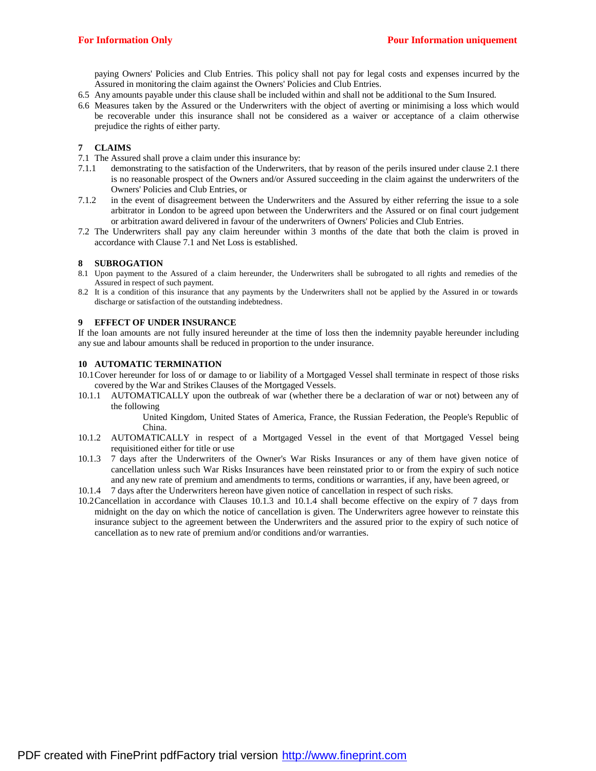paying Owners' Policies and Club Entries. This policy shall not pay for legal costs and expenses incurred by the Assured in monitoring the claim against the Owners' Policies and Club Entries.

6.5 Any amounts payable under this clause shall be included within and shall not be additional to the Sum Insured.

6.6 Measures taken by the Assured or the Underwriters with the object of averting or minimising a loss which would be recoverable under this insurance shall not be considered as a waiver or acceptance of a claim otherwise prejudice the rights of either party.

## 7 CLAIMS

7.1 The Assured shall prove a claim under this insurance by:

7.1.1 demonstrating to the satisfaction of the Underwriters, that by reason of the perils insured under clause 2.1 there is no reasonable prospect of the Owners and/or Assured succeeding in the claim against the underwriters of the Owners' Policies and Club Entries, or

7.1.2 in the event of disagreement between the Underwriters and the Assured by either referring the issue to a sole arbitrator in London to be agreed upon between the Underwriters and the Assured or on final court judgement or arbitration award delivered in favour of the underwriters of Owners' Policies and Club Entries.

7.2 The Underwriters shall pay any claim hereunder within 3 months of the date that both the claim is proved in accordance with Clause 7.1 and Net Loss is established.

## 8 SUBROGATION

8.1 Upon payment to the Assured of a claim hereunder, the Underwriters shall be subrogated to all rights and remedies of the Assured in respect of such payment.

8.2 It is a condition of this insurance that any payments by the Underwriters shall not be applied by the Assured in or towards discharge or satisfaction of the outstanding indebtedness.

## 9 EFFECT OF UNDER INSURANCE

If the loan amounts are not fully insured hereunder at the time of loss then the indemnity payable hereunder including any sue and labour amounts shall be reduced in proportion to the under insurance.

## 10 AUTOMATIC TERMINATION

10.1 Cover hereunder for loss of or damage to or liability of a Mortgaged Vessel shall terminate in respect of those risks covered by the War and Strikes Clauses of the Mortgaged Vessels.

10.1.1 AUTOMATICALLY upon the outbreak of war (whether there be a declaration of war or not) between any of the following

United Kingdom, United States of America, France, the Russian Federation, the People's Republic of China.

10.1.2 AUTOMATICALLY in respect of a Mortgaged Vessel in the event of that Mortgaged Vessel being requisitioned either for title or use

10.1.3 7 days after the Underwriters of the Owner's War Risks Insurances or any of them have given notice of cancellation unless such War Risks Insurances have been reinstated prior to or from the expiry of such notice and any new rate of premium and amendments to terms, conditions or warranties, if any, have been agreed, or

10.1.4 7 days after the Underwriters hereon have given notice of cancellation in respect of such risks.

10.2 Cancellation in accordance with Clauses 10.1.3 and 10.1.4 shall become effective on the expiry of 7 days from midnight on the day on which the notice of cancellation is given. The Underwriters agree however to reinstate this insurance subject to the agreement between the Underwriters and the assured prior to the expiry of such notice of cancellation as to new rate of premium and/or conditions and/or warranties.